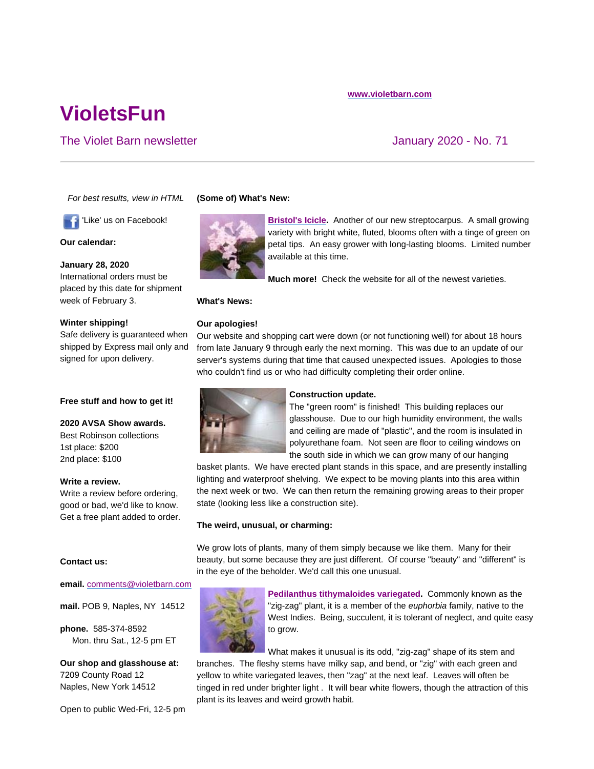www.violetbarn.com

# VioletsFun

The Violet Barn newsletter

January 2020 - No. 71

---

*For best results, view in HTML*

'Like' us on Facebook!

**Our calendar:**

**January 28, 2020**
International orders must be placed by this date for shipment week of February 3.

**Winter shipping!**
Safe delivery is guaranteed when shipped by Express mail only and signed for upon delivery.

**Free stuff and how to get it!**

**2020 AVSA Show awards.**
Best Robinson collections
1st place: $200
2nd place: $100

**Write a review.**
Write a review before ordering, good or bad, we'd like to know. Get a free plant added to order.

**Contact us:**

**email.** comments@violetbarn.com

**mail.** POB 9, Naples, NY 14512

**phone.** 585-374-8592
Mon. thru Sat., 12-5 pm ET

**Our shop and glasshouse at:**
7209 County Road 12
Naples, New York 14512

Open to public Wed-Fri, 12-5 pm

**(Some of) What's New:**

**Bristol's Icicle.** Another of our new streptocarpus. A small growing variety with bright white, fluted, blooms often with a tinge of green on petal tips. An easy grower with long-lasting blooms. Limited number available at this time.

**Much more!** Check the website for all of the newest varieties.

**What's News:**

**Our apologies!**
Our website and shopping cart were down (or not functioning well) for about 18 hours from late January 9 through early the next morning. This was due to an update of our server's systems during that time that caused unexpected issues. Apologies to those who couldn't find us or who had difficulty completing their order online.

**Construction update.**
The "green room" is finished! This building replaces our glasshouse. Due to our high humidity environment, the walls and ceiling are made of "plastic", and the room is insulated in polyurethane foam. Not seen are floor to ceiling windows on the south side in which we can grow many of our hanging basket plants. We have erected plant stands in this space, and are presently installing lighting and waterproof shelving. We expect to be moving plants into this area within the next week or two. We can then return the remaining growing areas to their proper state (looking less like a construction site).

**The weird, unusual, or charming:**

We grow lots of plants, many of them simply because we like them. Many for their beauty, but some because they are just different. Of course "beauty" and "different" is in the eye of the beholder. We'd call this one unusual.

**Pedilanthus tithymaloides variegated.** Commonly known as the "zig-zag" plant, it is a member of the *euphorbia* family, native to the West Indies. Being, succulent, it is tolerant of neglect, and quite easy to grow.

What makes it unusual is its odd, "zig-zag" shape of its stem and branches. The fleshy stems have milky sap, and bend, or "zig" with each green and yellow to white variegated leaves, then "zag" at the next leaf. Leaves will often be tinged in red under brighter light . It will bear white flowers, though the attraction of this plant is its leaves and weird growth habit.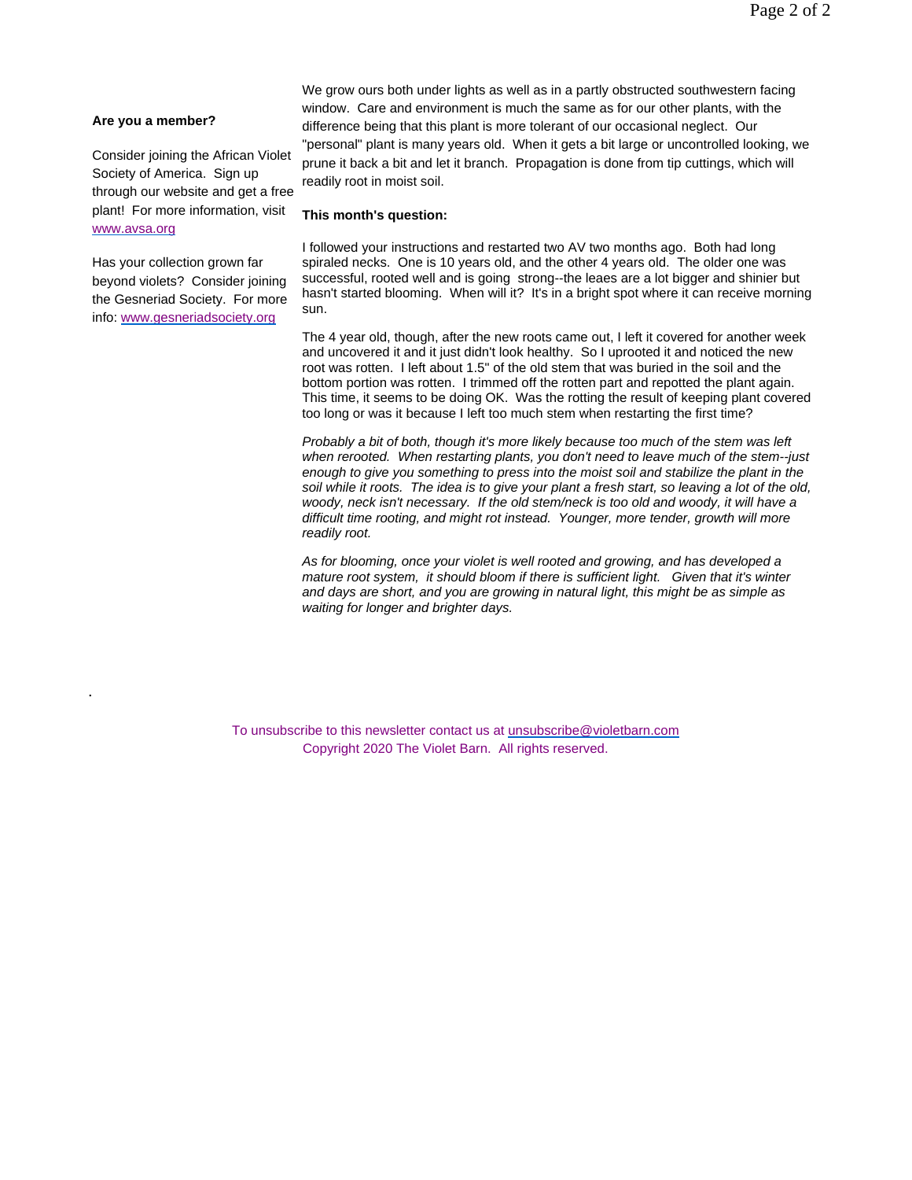**Are you a member?**

Consider joining the African Violet Society of America. Sign up through our website and get a free plant! For more information, visit [www.avsa.org](www.avsa.org)

Has your collection grown far beyond violets? Consider joining the Gesneriad Society. For more info: [www.gesneriadsociety.org](www.gesneriadsociety.org)

We grow ours both under lights as well as in a partly obstructed southwestern facing window. Care and environment is much the same as for our other plants, with the difference being that this plant is more tolerant of our occasional neglect. Our "personal" plant is many years old. When it gets a bit large or uncontrolled looking, we prune it back a bit and let it branch. Propagation is done from tip cuttings, which will readily root in moist soil.

**This month's question:**

I followed your instructions and restarted two AV two months ago. Both had long spiraled necks. One is 10 years old, and the other 4 years old. The older one was successful, rooted well and is going strong--the leaes are a lot bigger and shinier but hasn't started blooming. When will it? It's in a bright spot where it can receive morning sun.

The 4 year old, though, after the new roots came out, I left it covered for another week and uncovered it and it just didn't look healthy. So I uprooted it and noticed the new root was rotten. I left about 1.5" of the old stem that was buried in the soil and the bottom portion was rotten. I trimmed off the rotten part and repotted the plant again. This time, it seems to be doing OK. Was the rotting the result of keeping plant covered too long or was it because I left too much stem when restarting the first time?

*Probably a bit of both, though it's more likely because too much of the stem was left when rerooted. When restarting plants, you don't need to leave much of the stem--just enough to give you something to press into the moist soil and stabilize the plant in the soil while it roots. The idea is to give your plant a fresh start, so leaving a lot of the old, woody, neck isn't necessary. If the old stem/neck is too old and woody, it will have a difficult time rooting, and might rot instead. Younger, more tender, growth will more readily root.*

*As for blooming, once your violet is well rooted and growing, and has developed a mature root system, it should bloom if there is sufficient light. Given that it's winter and days are short, and you are growing in natural light, this might be as simple as waiting for longer and brighter days.*

To unsubscribe to this newsletter contact us at [unsubscribe@violetbarn.com](mailto:unsubscribe@violetbarn.com)
Copyright 2020 The Violet Barn. All rights reserved.